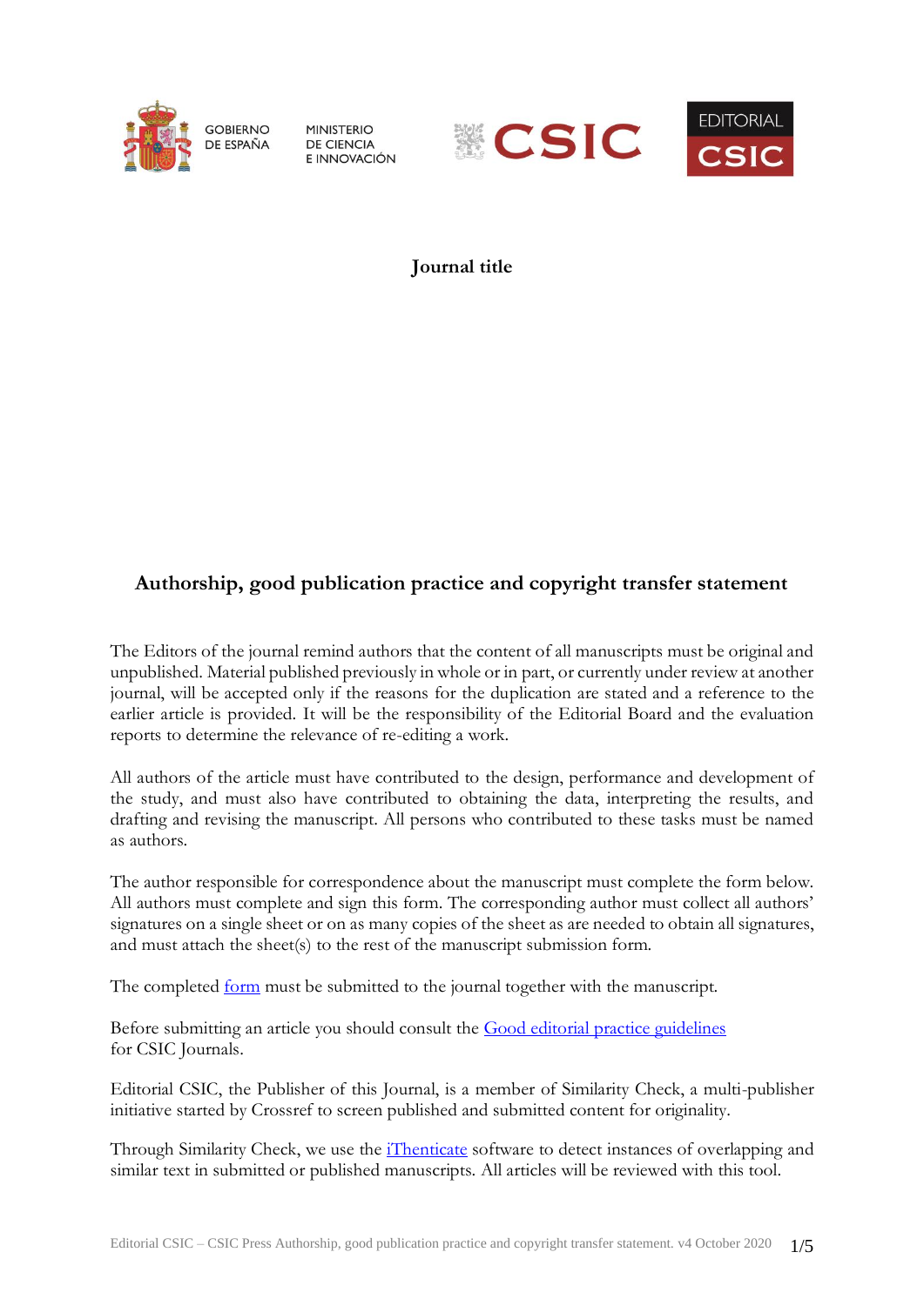GOBIERNO DE ESPAÑA MINISTERIO DE CIENCIA E INNOVACIÓN CSIC EDITORIAL CSIC

**Journal title**

## Authorship, good publication practice and copyright transfer statement

The Editors of the journal remind authors that the content of all manuscripts must be original and unpublished. Material published previously in whole or in part, or currently under review at another journal, will be accepted only if the reasons for the duplication are stated and a reference to the earlier article is provided. It will be the responsibility of the Editorial Board and the evaluation reports to determine the relevance of re-editing a work.

All authors of the article must have contributed to the design, performance and development of the study, and must also have contributed to obtaining the data, interpreting the results, and drafting and revising the manuscript. All persons who contributed to these tasks must be named as authors.

The author responsible for correspondence about the manuscript must complete the form below. All authors must complete and sign this form. The corresponding author must collect all authors' signatures on a single sheet or on as many copies of the sheet as are needed to obtain all signatures, and must attach the sheet(s) to the rest of the manuscript submission form.

The completed form must be submitted to the journal together with the manuscript.

Before submitting an article you should consult the Good editorial practice guidelines for CSIC Journals.

Editorial CSIC, the Publisher of this Journal, is a member of Similarity Check, a multi-publisher initiative started by Crossref to screen published and submitted content for originality.

Through Similarity Check, we use the iThenticate software to detect instances of overlapping and similar text in submitted or published manuscripts. All articles will be reviewed with this tool.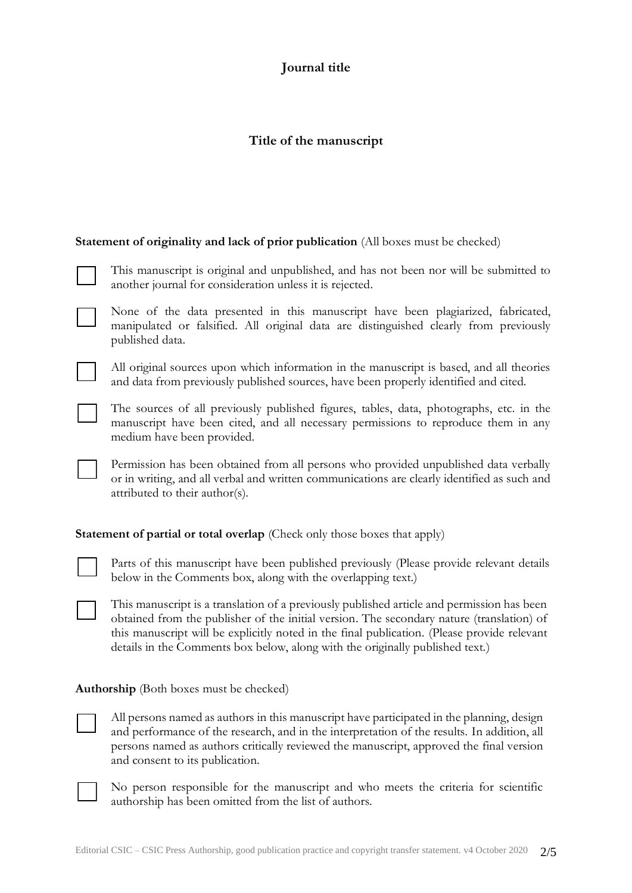**Journal title**

**Title of the manuscript**

**Statement of originality and lack of prior publication** (All boxes must be checked)

- ☐ This manuscript is original and unpublished, and has not been nor will be submitted to another journal for consideration unless it is rejected.
- ☐ None of the data presented in this manuscript have been plagiarized, fabricated, manipulated or falsified. All original data are distinguished clearly from previously published data.
- ☐ All original sources upon which information in the manuscript is based, and all theories and data from previously published sources, have been properly identified and cited.
- ☐ The sources of all previously published figures, tables, data, photographs, etc. in the manuscript have been cited, and all necessary permissions to reproduce them in any medium have been provided.
- ☐ Permission has been obtained from all persons who provided unpublished data verbally or in writing, and all verbal and written communications are clearly identified as such and attributed to their author(s).

**Statement of partial or total overlap** (Check only those boxes that apply)

- ☐ Parts of this manuscript have been published previously (Please provide relevant details below in the Comments box, along with the overlapping text.)
- ☐ This manuscript is a translation of a previously published article and permission has been obtained from the publisher of the initial version. The secondary nature (translation) of this manuscript will be explicitly noted in the final publication. (Please provide relevant details in the Comments box below, along with the originally published text.)

**Authorship** (Both boxes must be checked)

- ☐ All persons named as authors in this manuscript have participated in the planning, design and performance of the research, and in the interpretation of the results. In addition, all persons named as authors critically reviewed the manuscript, approved the final version and consent to its publication.
- ☐ No person responsible for the manuscript and who meets the criteria for scientific authorship has been omitted from the list of authors.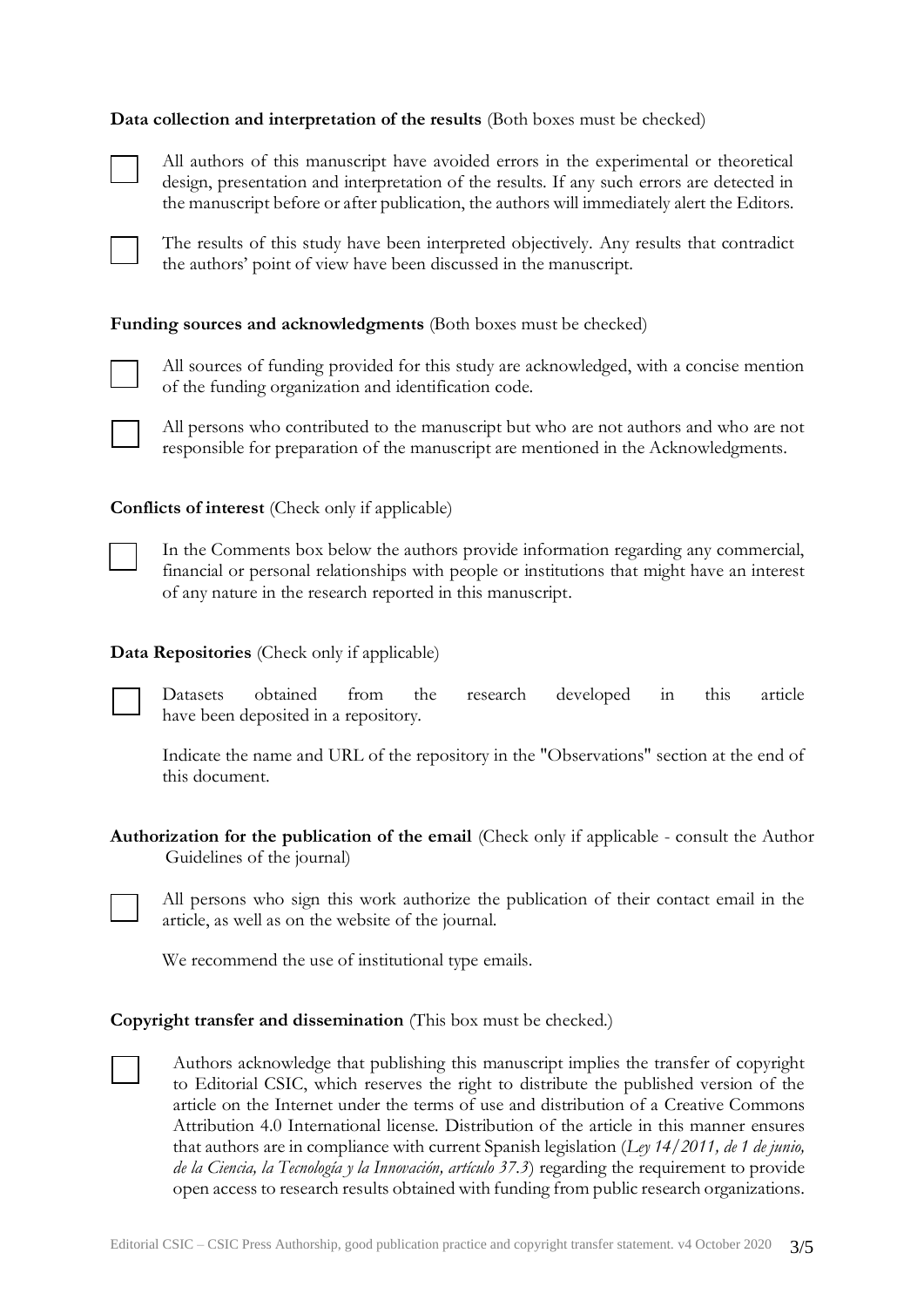**Data collection and interpretation of the results** (Both boxes must be checked)

- [ ] All authors of this manuscript have avoided errors in the experimental or theoretical design, presentation and interpretation of the results. If any such errors are detected in the manuscript before or after publication, the authors will immediately alert the Editors.

- [ ] The results of this study have been interpreted objectively. Any results that contradict the authors' point of view have been discussed in the manuscript.

**Funding sources and acknowledgments** (Both boxes must be checked)

- [ ] All sources of funding provided for this study are acknowledged, with a concise mention of the funding organization and identification code.

- [ ] All persons who contributed to the manuscript but who are not authors and who are not responsible for preparation of the manuscript are mentioned in the Acknowledgments.

**Conflicts of interest** (Check only if applicable)

- [ ] In the Comments box below the authors provide information regarding any commercial, financial or personal relationships with people or institutions that might have an interest of any nature in the research reported in this manuscript.

**Data Repositories** (Check only if applicable)

- [ ] Datasets obtained from the research developed in this article have been deposited in a repository.

Indicate the name and URL of the repository in the "Observations" section at the end of this document.

**Authorization for the publication of the email** (Check only if applicable - consult the Author Guidelines of the journal)

- [ ] All persons who sign this work authorize the publication of their contact email in the article, as well as on the website of the journal.

We recommend the use of institutional type emails.

**Copyright transfer and dissemination** (This box must be checked.)

- [ ] Authors acknowledge that publishing this manuscript implies the transfer of copyright to Editorial CSIC, which reserves the right to distribute the published version of the article on the Internet under the terms of use and distribution of a Creative Commons Attribution 4.0 International license. Distribution of the article in this manner ensures that authors are in compliance with current Spanish legislation (*Ley 14/2011, de 1 de junio, de la Ciencia, la Tecnología y la Innovación, artículo 37.3*) regarding the requirement to provide open access to research results obtained with funding from public research organizations.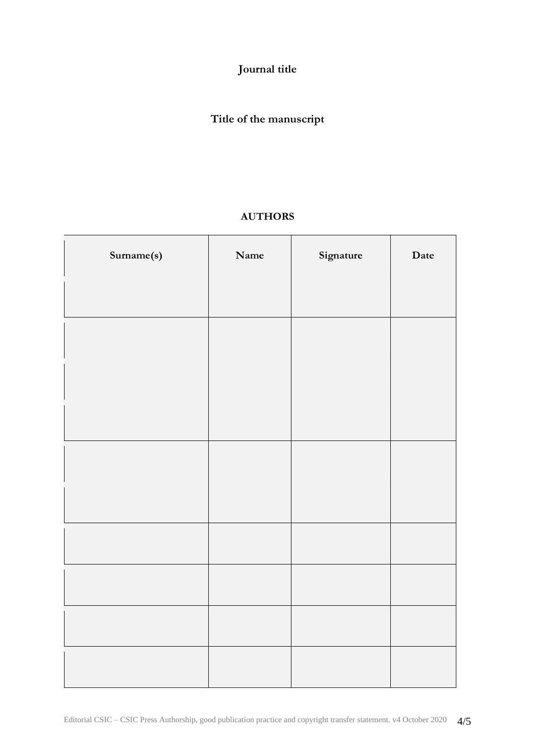**Journal title**

**Title of the manuscript**

**AUTHORS**

| Surname(s) | Name | Signature | Date |
|---|---|---|---|
| | | | |
| | | | |
| | | | |
| | | | |
| | | | |
| | | | |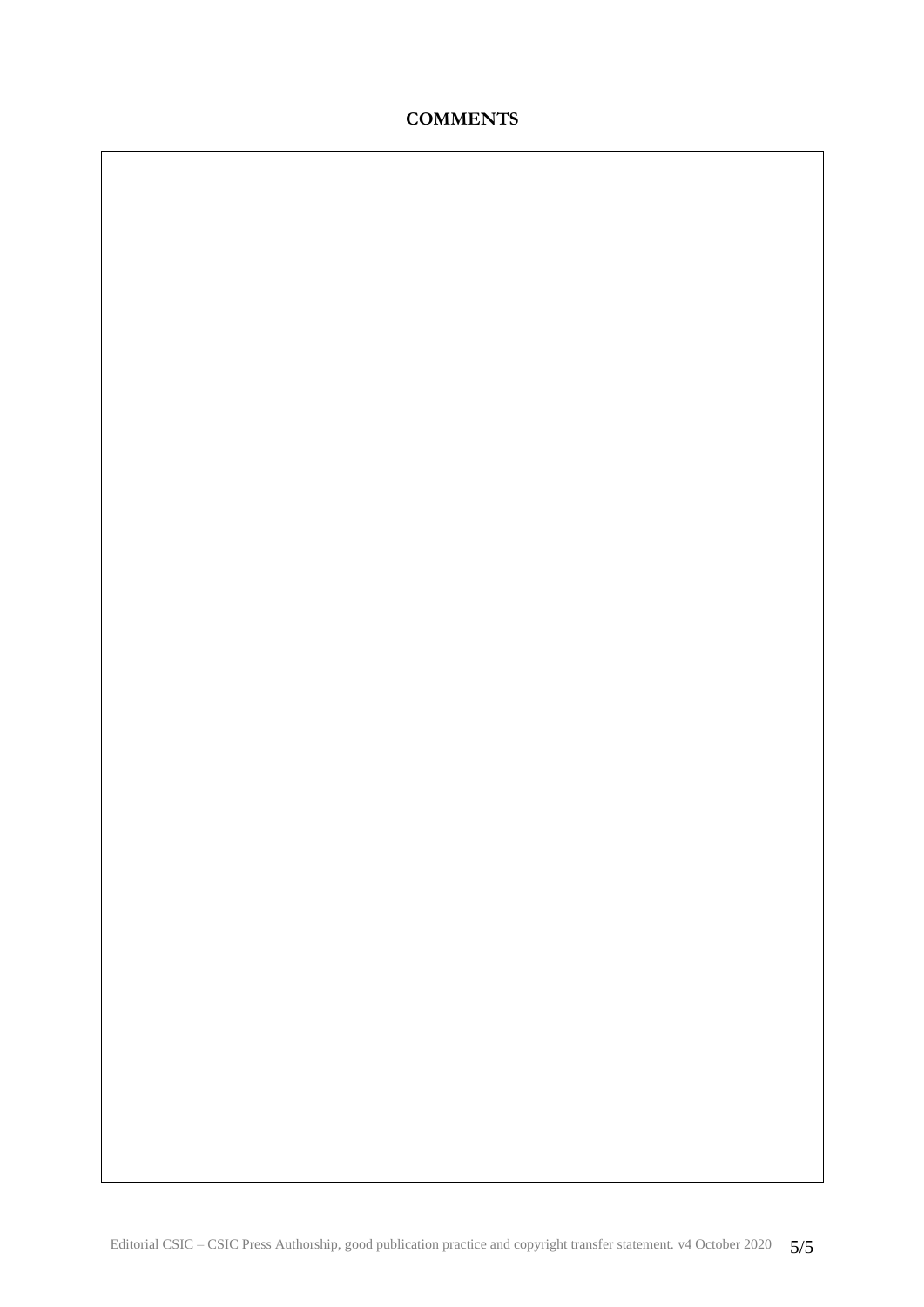**COMMENTS**